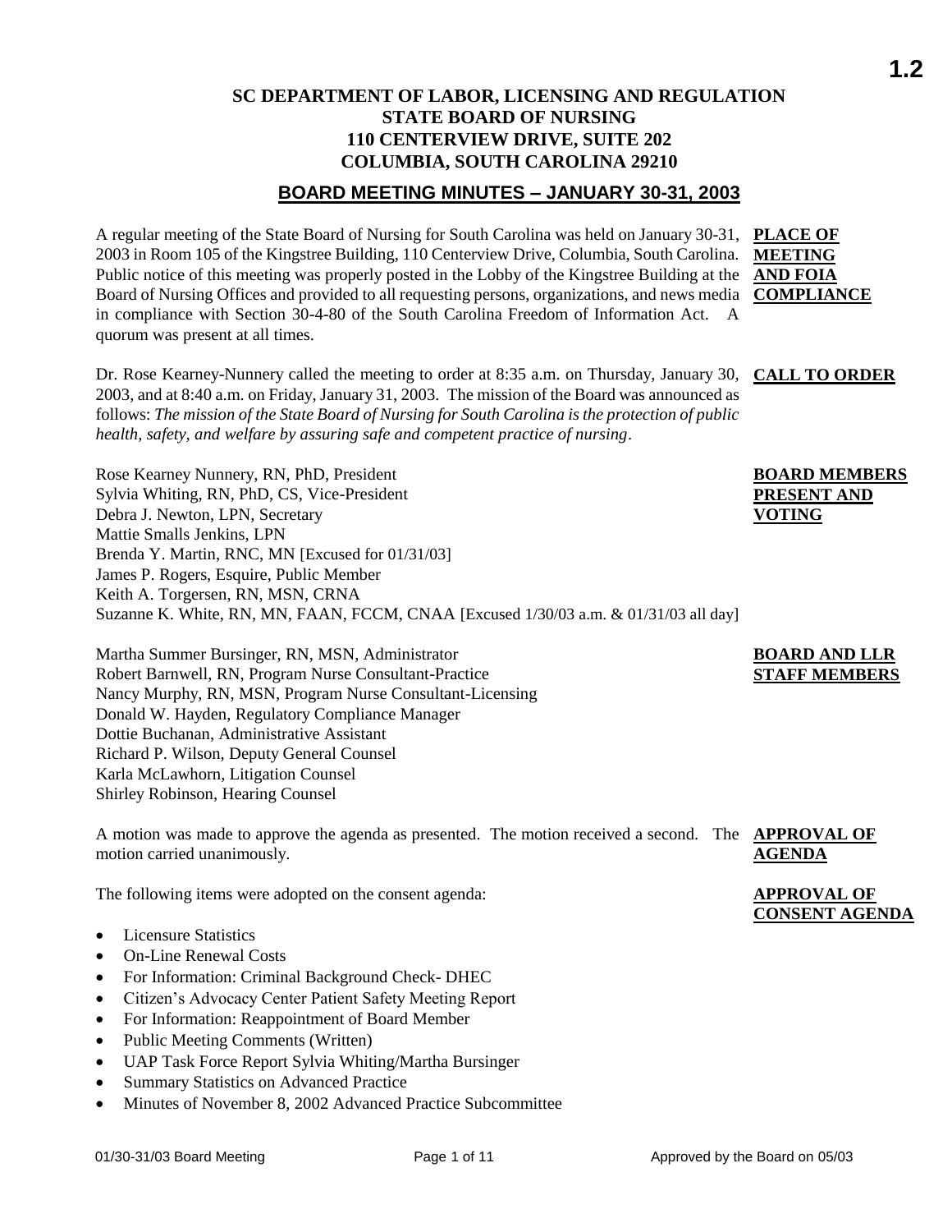# SC DEPARTMENT OF LABOR, LICENSING AND REGULATION
## STATE BOARD OF NURSING
## 110 CENTERVIEW DRIVE, SUITE 202
## COLUMBIA, SOUTH CAROLINA 29210

## BOARD MEETING MINUTES – JANUARY 30-31, 2003

**PLACE OF MEETING AND FOIA COMPLIANCE**

A regular meeting of the State Board of Nursing for South Carolina was held on January 30-31, 2003 in Room 105 of the Kingstree Building, 110 Centerview Drive, Columbia, South Carolina. Public notice of this meeting was properly posted in the Lobby of the Kingstree Building at the Board of Nursing Offices and provided to all requesting persons, organizations, and news media in compliance with Section 30-4-80 of the South Carolina Freedom of Information Act. A quorum was present at all times.

**CALL TO ORDER**

Dr. Rose Kearney-Nunnery called the meeting to order at 8:35 a.m. on Thursday, January 30, 2003, and at 8:40 a.m. on Friday, January 31, 2003. The mission of the Board was announced as follows: *The mission of the State Board of Nursing for South Carolina is the protection of public health, safety, and welfare by assuring safe and competent practice of nursing*.

**BOARD MEMBERS PRESENT AND VOTING**

Rose Kearney Nunnery, RN, PhD, President
Sylvia Whiting, RN, PhD, CS, Vice-President
Debra J. Newton, LPN, Secretary
Mattie Smalls Jenkins, LPN
Brenda Y. Martin, RNC, MN [Excused for 01/31/03]
James P. Rogers, Esquire, Public Member
Keith A. Torgersen, RN, MSN, CRNA
Suzanne K. White, RN, MN, FAAN, FCCM, CNAA [Excused 1/30/03 a.m. & 01/31/03 all day]

**BOARD AND LLR STAFF MEMBERS**

Martha Summer Bursinger, RN, MSN, Administrator
Robert Barnwell, RN, Program Nurse Consultant-Practice
Nancy Murphy, RN, MSN, Program Nurse Consultant-Licensing
Donald W. Hayden, Regulatory Compliance Manager
Dottie Buchanan, Administrative Assistant
Richard P. Wilson, Deputy General Counsel
Karla McLawhorn, Litigation Counsel
Shirley Robinson, Hearing Counsel

**APPROVAL OF AGENDA**

A motion was made to approve the agenda as presented. The motion received a second. The motion carried unanimously.

**APPROVAL OF CONSENT AGENDA**

The following items were adopted on the consent agenda:

- Licensure Statistics
- On-Line Renewal Costs
- For Information: Criminal Background Check- DHEC
- Citizen's Advocacy Center Patient Safety Meeting Report
- For Information: Reappointment of Board Member
- Public Meeting Comments (Written)
- UAP Task Force Report Sylvia Whiting/Martha Bursinger
- Summary Statistics on Advanced Practice
- Minutes of November 8, 2002 Advanced Practice Subcommittee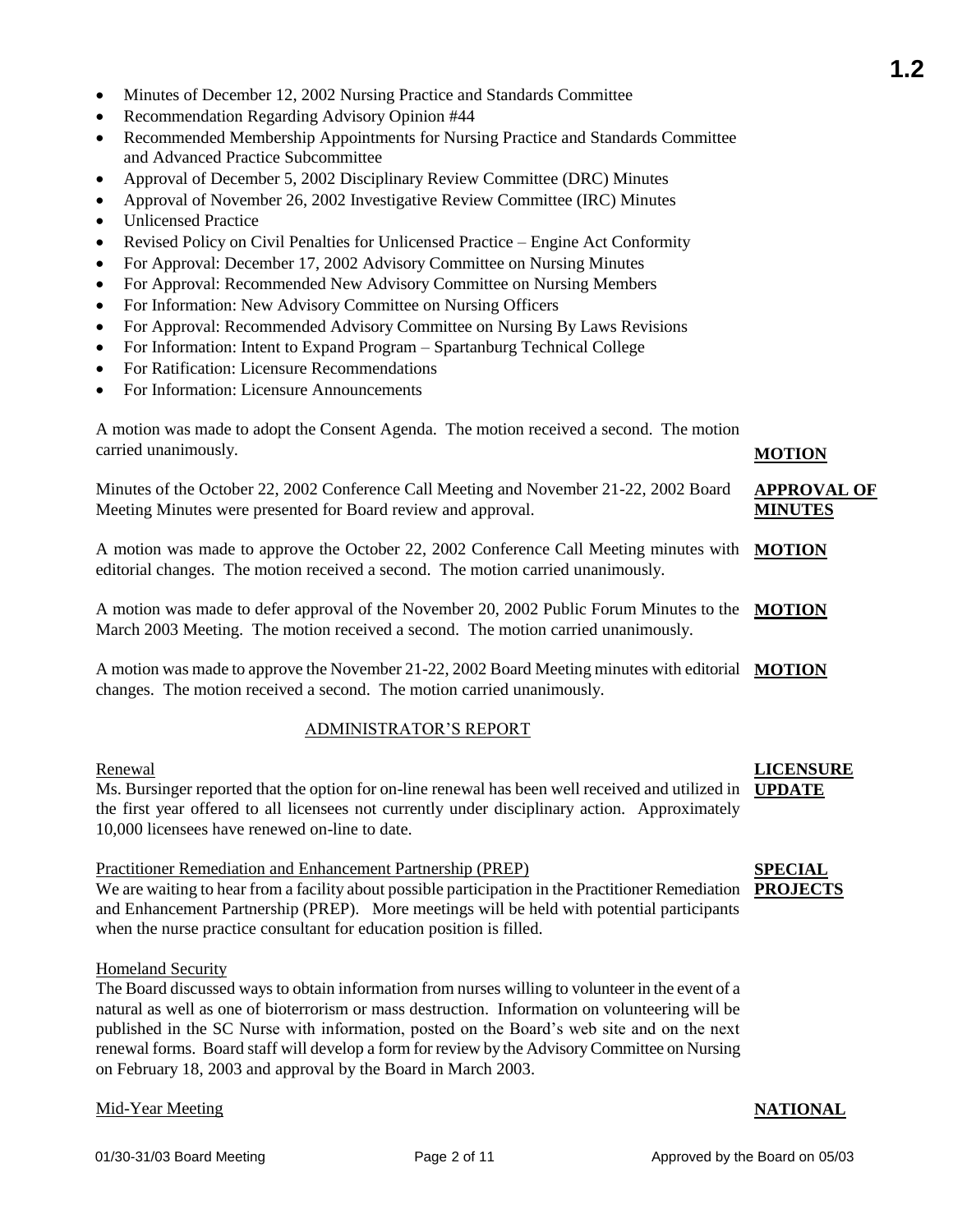- Minutes of December 12, 2002 Nursing Practice and Standards Committee
- Recommendation Regarding Advisory Opinion #44
- Recommended Membership Appointments for Nursing Practice and Standards Committee and Advanced Practice Subcommittee
- Approval of December 5, 2002 Disciplinary Review Committee (DRC) Minutes
- Approval of November 26, 2002 Investigative Review Committee (IRC) Minutes
- Unlicensed Practice
- Revised Policy on Civil Penalties for Unlicensed Practice – Engine Act Conformity
- For Approval: December 17, 2002 Advisory Committee on Nursing Minutes
- For Approval: Recommended New Advisory Committee on Nursing Members
- For Information: New Advisory Committee on Nursing Officers
- For Approval: Recommended Advisory Committee on Nursing By Laws Revisions
- For Information: Intent to Expand Program – Spartanburg Technical College
- For Ratification: Licensure Recommendations
- For Information: Licensure Announcements

**MOTION**

A motion was made to adopt the Consent Agenda. The motion received a second. The motion carried unanimously.

**APPROVAL OF MINUTES**

Minutes of the October 22, 2002 Conference Call Meeting and November 21-22, 2002 Board Meeting Minutes were presented for Board review and approval.

**MOTION**

A motion was made to approve the October 22, 2002 Conference Call Meeting minutes with editorial changes. The motion received a second. The motion carried unanimously.

**MOTION**

A motion was made to defer approval of the November 20, 2002 Public Forum Minutes to the March 2003 Meeting. The motion received a second. The motion carried unanimously.

**MOTION**

A motion was made to approve the November 21-22, 2002 Board Meeting minutes with editorial changes. The motion received a second. The motion carried unanimously.

## ADMINISTRATOR'S REPORT

**LICENSURE UPDATE**

Renewal

Ms. Bursinger reported that the option for on-line renewal has been well received and utilized in the first year offered to all licensees not currently under disciplinary action. Approximately 10,000 licensees have renewed on-line to date.

**SPECIAL PROJECTS**

Practitioner Remediation and Enhancement Partnership (PREP)

We are waiting to hear from a facility about possible participation in the Practitioner Remediation and Enhancement Partnership (PREP). More meetings will be held with potential participants when the nurse practice consultant for education position is filled.

Homeland Security

The Board discussed ways to obtain information from nurses willing to volunteer in the event of a natural as well as one of bioterrorism or mass destruction. Information on volunteering will be published in the SC Nurse with information, posted on the Board's web site and on the next renewal forms. Board staff will develop a form for review by the Advisory Committee on Nursing on February 18, 2003 and approval by the Board in March 2003.

**NATIONAL**

Mid-Year Meeting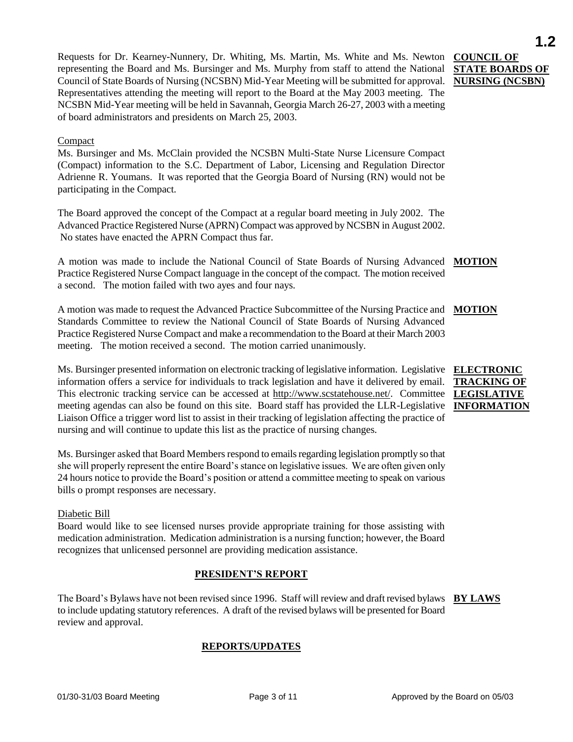**COUNCIL OF STATE BOARDS OF NURSING (NCSBN)**

Requests for Dr. Kearney-Nunnery, Dr. Whiting, Ms. Martin, Ms. White and Ms. Newton representing the Board and Ms. Bursinger and Ms. Murphy from staff to attend the National Council of State Boards of Nursing (NCSBN) Mid-Year Meeting will be submitted for approval. Representatives attending the meeting will report to the Board at the May 2003 meeting. The NCSBN Mid-Year meeting will be held in Savannah, Georgia March 26-27, 2003 with a meeting of board administrators and presidents on March 25, 2003.

Compact

Ms. Bursinger and Ms. McClain provided the NCSBN Multi-State Nurse Licensure Compact (Compact) information to the S.C. Department of Labor, Licensing and Regulation Director Adrienne R. Youmans. It was reported that the Georgia Board of Nursing (RN) would not be participating in the Compact.

The Board approved the concept of the Compact at a regular board meeting in July 2002. The Advanced Practice Registered Nurse (APRN) Compact was approved by NCSBN in August 2002. No states have enacted the APRN Compact thus far.

**MOTION**

A motion was made to include the National Council of State Boards of Nursing Advanced Practice Registered Nurse Compact language in the concept of the compact. The motion received a second. The motion failed with two ayes and four nays.

**MOTION**

A motion was made to request the Advanced Practice Subcommittee of the Nursing Practice and Standards Committee to review the National Council of State Boards of Nursing Advanced Practice Registered Nurse Compact and make a recommendation to the Board at their March 2003 meeting. The motion received a second. The motion carried unanimously.

**ELECTRONIC TRACKING OF LEGISLATIVE INFORMATION**

Ms. Bursinger presented information on electronic tracking of legislative information. Legislative information offers a service for individuals to track legislation and have it delivered by email. This electronic tracking service can be accessed at http://www.scstatehouse.net/. Committee meeting agendas can also be found on this site. Board staff has provided the LLR-Legislative Liaison Office a trigger word list to assist in their tracking of legislation affecting the practice of nursing and will continue to update this list as the practice of nursing changes.

Ms. Bursinger asked that Board Members respond to emails regarding legislation promptly so that she will properly represent the entire Board's stance on legislative issues. We are often given only 24 hours notice to provide the Board's position or attend a committee meeting to speak on various bills o prompt responses are necessary.

Diabetic Bill

Board would like to see licensed nurses provide appropriate training for those assisting with medication administration. Medication administration is a nursing function; however, the Board recognizes that unlicensed personnel are providing medication assistance.

## PRESIDENT'S REPORT

**BY LAWS**

The Board's Bylaws have not been revised since 1996. Staff will review and draft revised bylaws to include updating statutory references. A draft of the revised bylaws will be presented for Board review and approval.

## REPORTS/UPDATES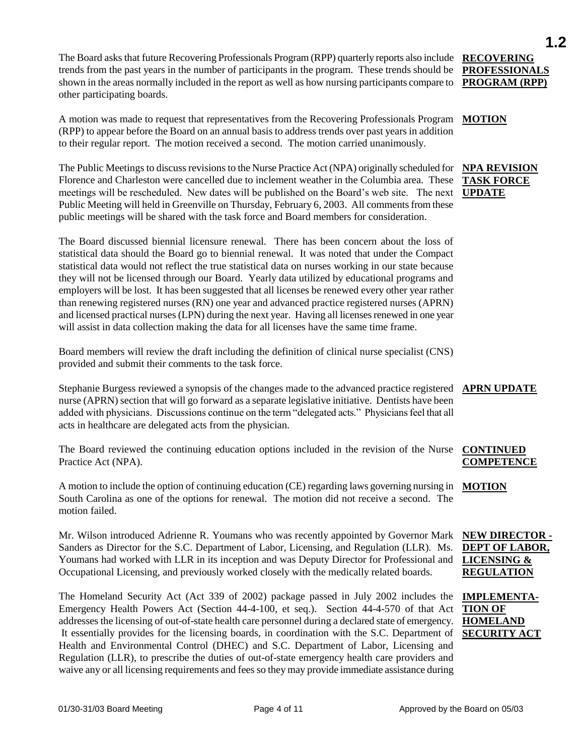The Board asks that future Recovering Professionals Program (RPP) quarterly reports also include trends from the past years in the number of participants in the program. These trends should be shown in the areas normally included in the report as well as how nursing participants compare to other participating boards.

**RECOVERING PROFESSIONALS PROGRAM (RPP)**

A motion was made to request that representatives from the Recovering Professionals Program (RPP) to appear before the Board on an annual basis to address trends over past years in addition to their regular report. The motion received a second. The motion carried unanimously.

**MOTION**

The Public Meetings to discuss revisions to the Nurse Practice Act (NPA) originally scheduled for Florence and Charleston were cancelled due to inclement weather in the Columbia area. These meetings will be rescheduled. New dates will be published on the Board's web site. The next Public Meeting will held in Greenville on Thursday, February 6, 2003. All comments from these public meetings will be shared with the task force and Board members for consideration.

**NPA REVISION TASK FORCE UPDATE**

The Board discussed biennial licensure renewal. There has been concern about the loss of statistical data should the Board go to biennial renewal. It was noted that under the Compact statistical data would not reflect the true statistical data on nurses working in our state because they will not be licensed through our Board. Yearly data utilized by educational programs and employers will be lost. It has been suggested that all licenses be renewed every other year rather than renewing registered nurses (RN) one year and advanced practice registered nurses (APRN) and licensed practical nurses (LPN) during the next year. Having all licenses renewed in one year will assist in data collection making the data for all licenses have the same time frame.

Board members will review the draft including the definition of clinical nurse specialist (CNS) provided and submit their comments to the task force.

Stephanie Burgess reviewed a synopsis of the changes made to the advanced practice registered nurse (APRN) section that will go forward as a separate legislative initiative. Dentists have been added with physicians. Discussions continue on the term "delegated acts." Physicians feel that all acts in healthcare are delegated acts from the physician.

**APRN UPDATE**

The Board reviewed the continuing education options included in the revision of the Nurse Practice Act (NPA).

**CONTINUED COMPETENCE**

A motion to include the option of continuing education (CE) regarding laws governing nursing in South Carolina as one of the options for renewal. The motion did not receive a second. The motion failed.

**MOTION**

Mr. Wilson introduced Adrienne R. Youmans who was recently appointed by Governor Mark Sanders as Director for the S.C. Department of Labor, Licensing, and Regulation (LLR). Ms. Youmans had worked with LLR in its inception and was Deputy Director for Professional and Occupational Licensing, and previously worked closely with the medically related boards.

**NEW DIRECTOR - DEPT OF LABOR, LICENSING & REGULATION**

The Homeland Security Act (Act 339 of 2002) package passed in July 2002 includes the Emergency Health Powers Act (Section 44-4-100, et seq.). Section 44-4-570 of that Act addresses the licensing of out-of-state health care personnel during a declared state of emergency. It essentially provides for the licensing boards, in coordination with the S.C. Department of Health and Environmental Control (DHEC) and S.C. Department of Labor, Licensing and Regulation (LLR), to prescribe the duties of out-of-state emergency health care providers and waive any or all licensing requirements and fees so they may provide immediate assistance during

**IMPLEMENTATION OF HOMELAND SECURITY ACT**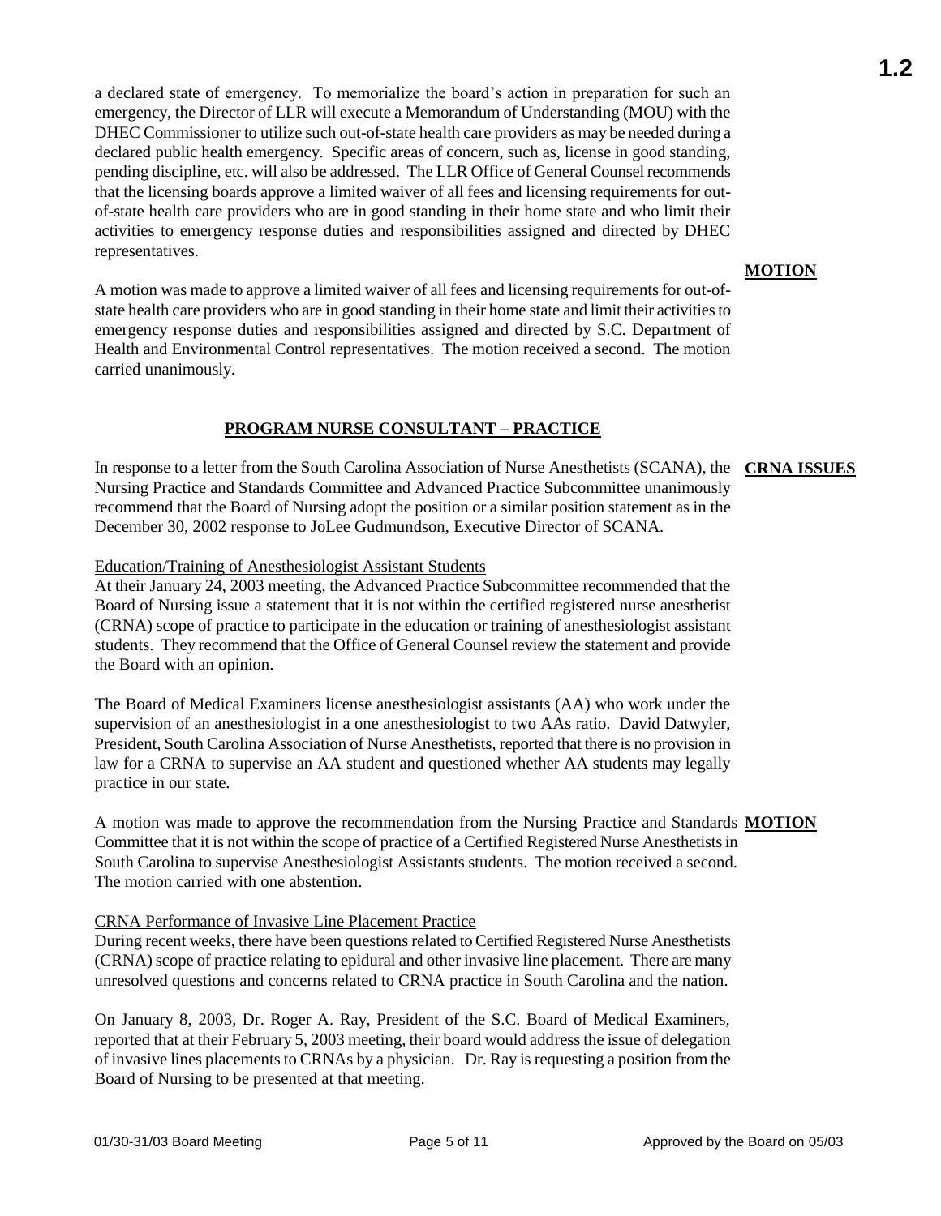a declared state of emergency. To memorialize the board's action in preparation for such an emergency, the Director of LLR will execute a Memorandum of Understanding (MOU) with the DHEC Commissioner to utilize such out-of-state health care providers as may be needed during a declared public health emergency. Specific areas of concern, such as, license in good standing, pending discipline, etc. will also be addressed. The LLR Office of General Counsel recommends that the licensing boards approve a limited waiver of all fees and licensing requirements for out-of-state health care providers who are in good standing in their home state and who limit their activities to emergency response duties and responsibilities assigned and directed by DHEC representatives.

**MOTION**

A motion was made to approve a limited waiver of all fees and licensing requirements for out-of-state health care providers who are in good standing in their home state and limit their activities to emergency response duties and responsibilities assigned and directed by S.C. Department of Health and Environmental Control representatives. The motion received a second. The motion carried unanimously.

## PROGRAM NURSE CONSULTANT – PRACTICE

**CRNA ISSUES**

In response to a letter from the South Carolina Association of Nurse Anesthetists (SCANA), the Nursing Practice and Standards Committee and Advanced Practice Subcommittee unanimously recommend that the Board of Nursing adopt the position or a similar position statement as in the December 30, 2002 response to JoLee Gudmundson, Executive Director of SCANA.

Education/Training of Anesthesiologist Assistant Students

At their January 24, 2003 meeting, the Advanced Practice Subcommittee recommended that the Board of Nursing issue a statement that it is not within the certified registered nurse anesthetist (CRNA) scope of practice to participate in the education or training of anesthesiologist assistant students. They recommend that the Office of General Counsel review the statement and provide the Board with an opinion.

The Board of Medical Examiners license anesthesiologist assistants (AA) who work under the supervision of an anesthesiologist in a one anesthesiologist to two AAs ratio. David Datwyler, President, South Carolina Association of Nurse Anesthetists, reported that there is no provision in law for a CRNA to supervise an AA student and questioned whether AA students may legally practice in our state.

**MOTION**

A motion was made to approve the recommendation from the Nursing Practice and Standards Committee that it is not within the scope of practice of a Certified Registered Nurse Anesthetists in South Carolina to supervise Anesthesiologist Assistants students. The motion received a second. The motion carried with one abstention.

CRNA Performance of Invasive Line Placement Practice

During recent weeks, there have been questions related to Certified Registered Nurse Anesthetists (CRNA) scope of practice relating to epidural and other invasive line placement. There are many unresolved questions and concerns related to CRNA practice in South Carolina and the nation.

On January 8, 2003, Dr. Roger A. Ray, President of the S.C. Board of Medical Examiners, reported that at their February 5, 2003 meeting, their board would address the issue of delegation of invasive lines placements to CRNAs by a physician. Dr. Ray is requesting a position from the Board of Nursing to be presented at that meeting.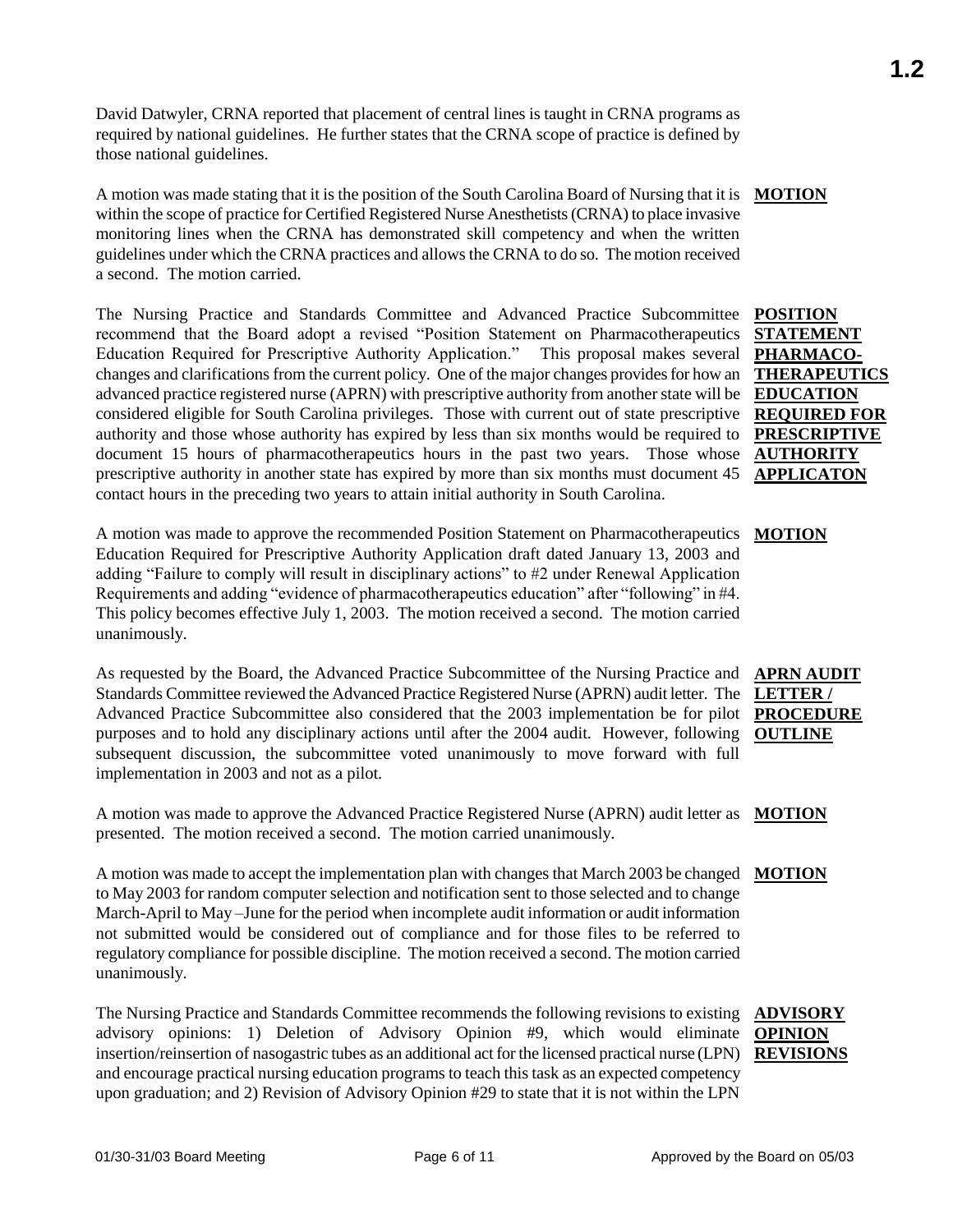David Datwyler, CRNA reported that placement of central lines is taught in CRNA programs as required by national guidelines. He further states that the CRNA scope of practice is defined by those national guidelines.

**MOTION**

A motion was made stating that it is the position of the South Carolina Board of Nursing that it is within the scope of practice for Certified Registered Nurse Anesthetists (CRNA) to place invasive monitoring lines when the CRNA has demonstrated skill competency and when the written guidelines under which the CRNA practices and allows the CRNA to do so. The motion received a second. The motion carried.

**POSITION STATEMENT PHARMACO-THERAPEUTICS EDUCATION REQUIRED FOR PRESCRIPTIVE AUTHORITY APPLICATON**

The Nursing Practice and Standards Committee and Advanced Practice Subcommittee recommend that the Board adopt a revised "Position Statement on Pharmacotherapeutics Education Required for Prescriptive Authority Application." This proposal makes several changes and clarifications from the current policy. One of the major changes provides for how an advanced practice registered nurse (APRN) with prescriptive authority from another state will be considered eligible for South Carolina privileges. Those with current out of state prescriptive authority and those whose authority has expired by less than six months would be required to document 15 hours of pharmacotherapeutics hours in the past two years. Those whose prescriptive authority in another state has expired by more than six months must document 45 contact hours in the preceding two years to attain initial authority in South Carolina.

**MOTION**

A motion was made to approve the recommended Position Statement on Pharmacotherapeutics Education Required for Prescriptive Authority Application draft dated January 13, 2003 and adding "Failure to comply will result in disciplinary actions" to #2 under Renewal Application Requirements and adding "evidence of pharmacotherapeutics education" after "following" in #4. This policy becomes effective July 1, 2003. The motion received a second. The motion carried unanimously.

**APRN AUDIT LETTER / PROCEDURE OUTLINE**

As requested by the Board, the Advanced Practice Subcommittee of the Nursing Practice and Standards Committee reviewed the Advanced Practice Registered Nurse (APRN) audit letter. The Advanced Practice Subcommittee also considered that the 2003 implementation be for pilot purposes and to hold any disciplinary actions until after the 2004 audit. However, following subsequent discussion, the subcommittee voted unanimously to move forward with full implementation in 2003 and not as a pilot.

**MOTION**

A motion was made to approve the Advanced Practice Registered Nurse (APRN) audit letter as presented. The motion received a second. The motion carried unanimously.

**MOTION**

A motion was made to accept the implementation plan with changes that March 2003 be changed to May 2003 for random computer selection and notification sent to those selected and to change March-April to May –June for the period when incomplete audit information or audit information not submitted would be considered out of compliance and for those files to be referred to regulatory compliance for possible discipline. The motion received a second. The motion carried unanimously.

**ADVISORY OPINION REVISIONS**

The Nursing Practice and Standards Committee recommends the following revisions to existing advisory opinions: 1) Deletion of Advisory Opinion #9, which would eliminate insertion/reinsertion of nasogastric tubes as an additional act for the licensed practical nurse (LPN) and encourage practical nursing education programs to teach this task as an expected competency upon graduation; and 2) Revision of Advisory Opinion #29 to state that it is not within the LPN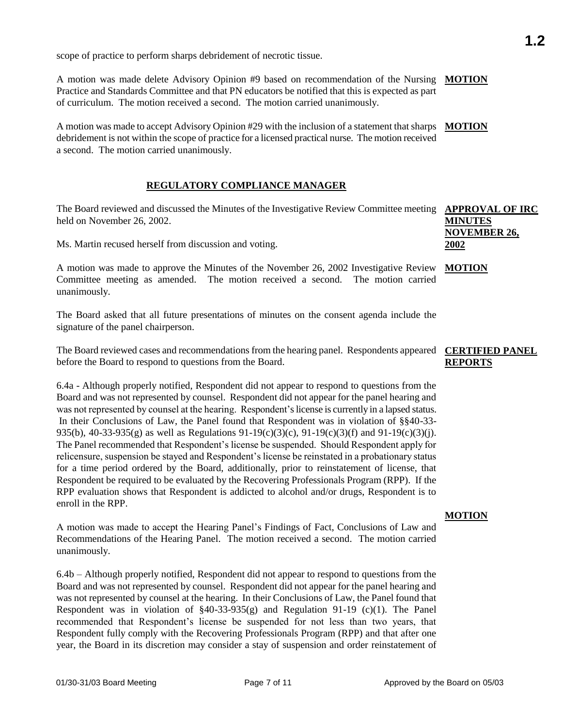scope of practice to perform sharps debridement of necrotic tissue.

**MOTION**

A motion was made delete Advisory Opinion #9 based on recommendation of the Nursing Practice and Standards Committee and that PN educators be notified that this is expected as part of curriculum. The motion received a second. The motion carried unanimously.

**MOTION**

A motion was made to accept Advisory Opinion #29 with the inclusion of a statement that sharps debridement is not within the scope of practice for a licensed practical nurse. The motion received a second. The motion carried unanimously.

## REGULATORY COMPLIANCE MANAGER

**APPROVAL OF IRC MINUTES NOVEMBER 26, 2002**

The Board reviewed and discussed the Minutes of the Investigative Review Committee meeting held on November 26, 2002.

Ms. Martin recused herself from discussion and voting.

**MOTION**

A motion was made to approve the Minutes of the November 26, 2002 Investigative Review Committee meeting as amended. The motion received a second. The motion carried unanimously.

The Board asked that all future presentations of minutes on the consent agenda include the signature of the panel chairperson.

**CERTIFIED PANEL REPORTS**

The Board reviewed cases and recommendations from the hearing panel. Respondents appeared before the Board to respond to questions from the Board.

6.4a - Although properly notified, Respondent did not appear to respond to questions from the Board and was not represented by counsel. Respondent did not appear for the panel hearing and was not represented by counsel at the hearing. Respondent's license is currently in a lapsed status. In their Conclusions of Law, the Panel found that Respondent was in violation of §§40-33-935(b), 40-33-935(g) as well as Regulations 91-19(c)(3)(c), 91-19(c)(3)(f) and 91-19(c)(3)(j). The Panel recommended that Respondent's license be suspended. Should Respondent apply for relicensure, suspension be stayed and Respondent's license be reinstated in a probationary status for a time period ordered by the Board, additionally, prior to reinstatement of license, that Respondent be required to be evaluated by the Recovering Professionals Program (RPP). If the RPP evaluation shows that Respondent is addicted to alcohol and/or drugs, Respondent is to enroll in the RPP.

**MOTION**

A motion was made to accept the Hearing Panel's Findings of Fact, Conclusions of Law and Recommendations of the Hearing Panel. The motion received a second. The motion carried unanimously.

6.4b – Although properly notified, Respondent did not appear to respond to questions from the Board and was not represented by counsel. Respondent did not appear for the panel hearing and was not represented by counsel at the hearing. In their Conclusions of Law, the Panel found that Respondent was in violation of §40-33-935(g) and Regulation 91-19 (c)(1). The Panel recommended that Respondent's license be suspended for not less than two years, that Respondent fully comply with the Recovering Professionals Program (RPP) and that after one year, the Board in its discretion may consider a stay of suspension and order reinstatement of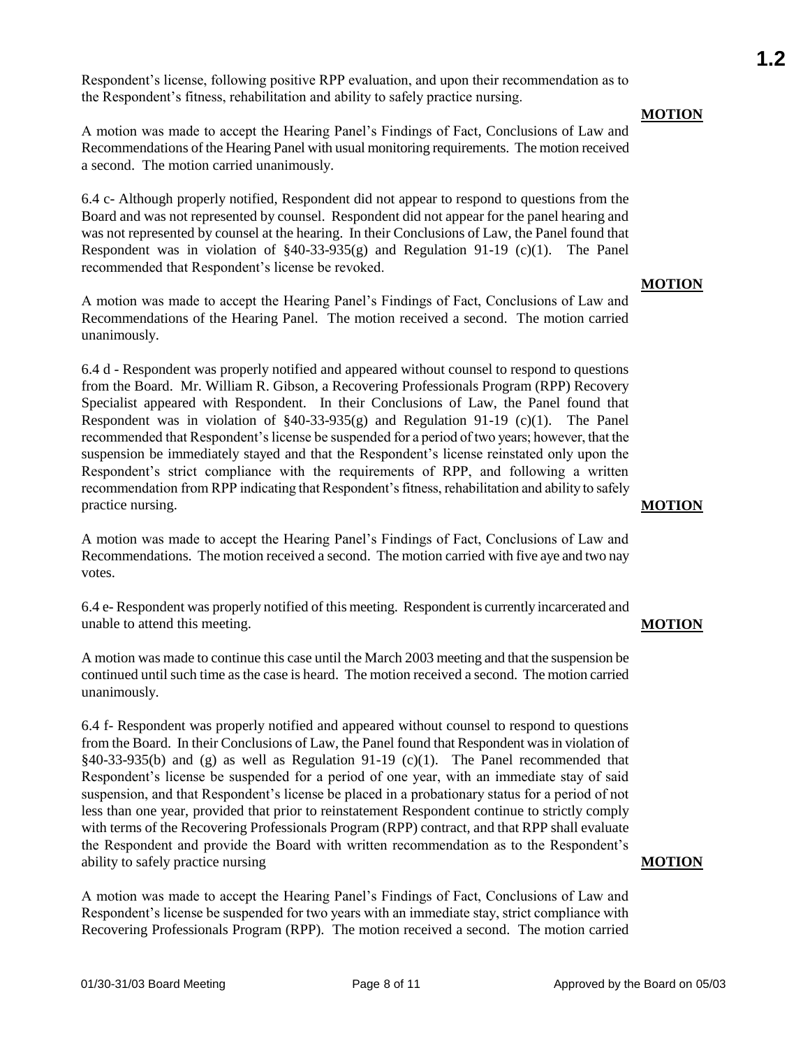Respondent's license, following positive RPP evaluation, and upon their recommendation as to the Respondent's fitness, rehabilitation and ability to safely practice nursing.

**MOTION**

A motion was made to accept the Hearing Panel's Findings of Fact, Conclusions of Law and Recommendations of the Hearing Panel with usual monitoring requirements. The motion received a second. The motion carried unanimously.

6.4 c- Although properly notified, Respondent did not appear to respond to questions from the Board and was not represented by counsel. Respondent did not appear for the panel hearing and was not represented by counsel at the hearing. In their Conclusions of Law, the Panel found that Respondent was in violation of §40-33-935(g) and Regulation 91-19 (c)(1). The Panel recommended that Respondent's license be revoked.

**MOTION**

A motion was made to accept the Hearing Panel's Findings of Fact, Conclusions of Law and Recommendations of the Hearing Panel. The motion received a second. The motion carried unanimously.

6.4 d - Respondent was properly notified and appeared without counsel to respond to questions from the Board. Mr. William R. Gibson, a Recovering Professionals Program (RPP) Recovery Specialist appeared with Respondent. In their Conclusions of Law, the Panel found that Respondent was in violation of §40-33-935(g) and Regulation 91-19 (c)(1). The Panel recommended that Respondent's license be suspended for a period of two years; however, that the suspension be immediately stayed and that the Respondent's license reinstated only upon the Respondent's strict compliance with the requirements of RPP, and following a written recommendation from RPP indicating that Respondent's fitness, rehabilitation and ability to safely practice nursing.

**MOTION**

A motion was made to accept the Hearing Panel's Findings of Fact, Conclusions of Law and Recommendations. The motion received a second. The motion carried with five aye and two nay votes.

6.4 e- Respondent was properly notified of this meeting. Respondent is currently incarcerated and unable to attend this meeting.

**MOTION**

A motion was made to continue this case until the March 2003 meeting and that the suspension be continued until such time as the case is heard. The motion received a second. The motion carried unanimously.

6.4 f- Respondent was properly notified and appeared without counsel to respond to questions from the Board. In their Conclusions of Law, the Panel found that Respondent was in violation of §40-33-935(b) and (g) as well as Regulation 91-19 (c)(1). The Panel recommended that Respondent's license be suspended for a period of one year, with an immediate stay of said suspension, and that Respondent's license be placed in a probationary status for a period of not less than one year, provided that prior to reinstatement Respondent continue to strictly comply with terms of the Recovering Professionals Program (RPP) contract, and that RPP shall evaluate the Respondent and provide the Board with written recommendation as to the Respondent's ability to safely practice nursing

**MOTION**

A motion was made to accept the Hearing Panel's Findings of Fact, Conclusions of Law and Respondent's license be suspended for two years with an immediate stay, strict compliance with Recovering Professionals Program (RPP). The motion received a second. The motion carried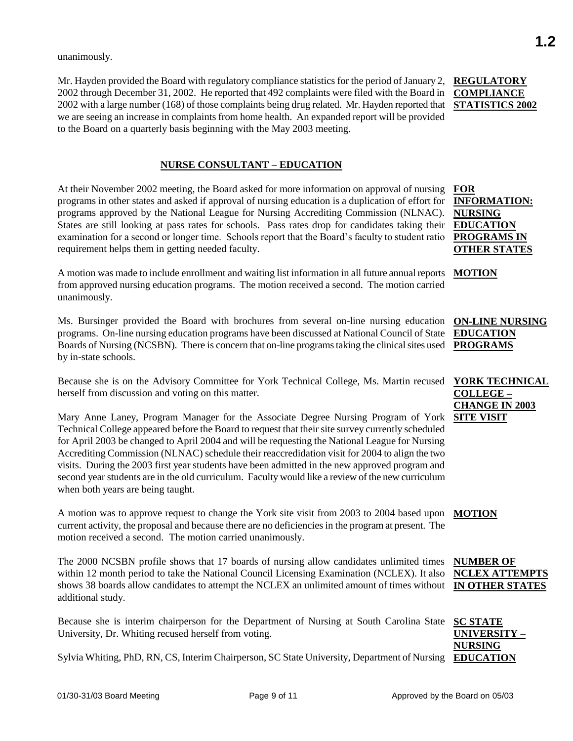unanimously.

**REGULATORY COMPLIANCE STATISTICS 2002**

Mr. Hayden provided the Board with regulatory compliance statistics for the period of January 2, 2002 through December 31, 2002. He reported that 492 complaints were filed with the Board in 2002 with a large number (168) of those complaints being drug related. Mr. Hayden reported that we are seeing an increase in complaints from home health. An expanded report will be provided to the Board on a quarterly basis beginning with the May 2003 meeting.

## NURSE CONSULTANT – EDUCATION

**FOR INFORMATION: NURSING EDUCATION PROGRAMS IN OTHER STATES**

At their November 2002 meeting, the Board asked for more information on approval of nursing programs in other states and asked if approval of nursing education is a duplication of effort for programs approved by the National League for Nursing Accrediting Commission (NLNAC). States are still looking at pass rates for schools. Pass rates drop for candidates taking their examination for a second or longer time. Schools report that the Board's faculty to student ratio requirement helps them in getting needed faculty.

**MOTION**

A motion was made to include enrollment and waiting list information in all future annual reports from approved nursing education programs. The motion received a second. The motion carried unanimously.

**ON-LINE NURSING EDUCATION PROGRAMS**

Ms. Bursinger provided the Board with brochures from several on-line nursing education programs. On-line nursing education programs have been discussed at National Council of State Boards of Nursing (NCSBN). There is concern that on-line programs taking the clinical sites used by in-state schools.

**YORK TECHNICAL COLLEGE – CHANGE IN 2003 SITE VISIT**

Because she is on the Advisory Committee for York Technical College, Ms. Martin recused herself from discussion and voting on this matter.

Mary Anne Laney, Program Manager for the Associate Degree Nursing Program of York Technical College appeared before the Board to request that their site survey currently scheduled for April 2003 be changed to April 2004 and will be requesting the National League for Nursing Accrediting Commission (NLNAC) schedule their reaccredidation visit for 2004 to align the two visits. During the 2003 first year students have been admitted in the new approved program and second year students are in the old curriculum. Faculty would like a review of the new curriculum when both years are being taught.

**MOTION**

A motion was to approve request to change the York site visit from 2003 to 2004 based upon current activity, the proposal and because there are no deficiencies in the program at present. The motion received a second. The motion carried unanimously.

**NUMBER OF NCLEX ATTEMPTS IN OTHER STATES**

The 2000 NCSBN profile shows that 17 boards of nursing allow candidates unlimited times within 12 month period to take the National Council Licensing Examination (NCLEX). It also shows 38 boards allow candidates to attempt the NCLEX an unlimited amount of times without additional study.

**SC STATE UNIVERSITY – NURSING EDUCATION**

Because she is interim chairperson for the Department of Nursing at South Carolina State University, Dr. Whiting recused herself from voting.

Sylvia Whiting, PhD, RN, CS, Interim Chairperson, SC State University, Department of Nursing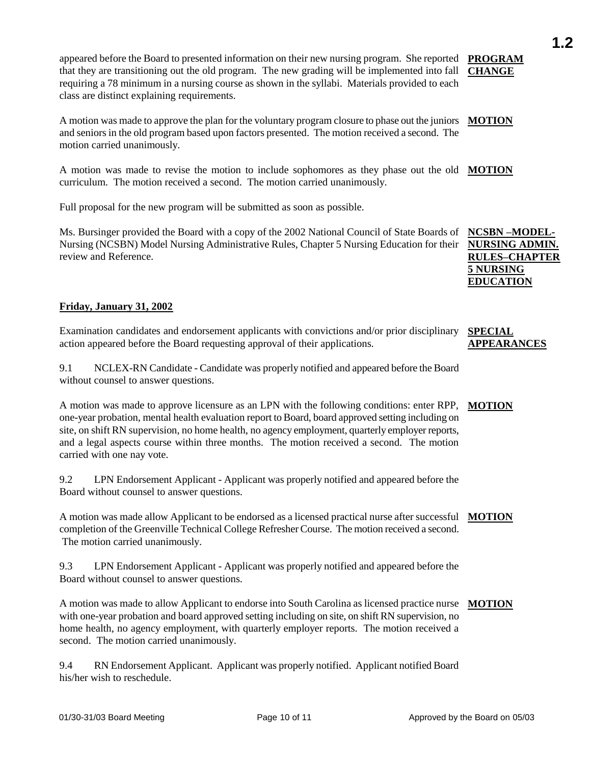appeared before the Board to presented information on their new nursing program. She reported that they are transitioning out the old program. The new grading will be implemented into fall requiring a 78 minimum in a nursing course as shown in the syllabi. Materials provided to each class are distinct explaining requirements.

**PROGRAM CHANGE**

A motion was made to approve the plan for the voluntary program closure to phase out the juniors and seniors in the old program based upon factors presented. The motion received a second. The motion carried unanimously.

**MOTION**

A motion was made to revise the motion to include sophomores as they phase out the old curriculum. The motion received a second. The motion carried unanimously.

**MOTION**

Full proposal for the new program will be submitted as soon as possible.

Ms. Bursinger provided the Board with a copy of the 2002 National Council of State Boards of Nursing (NCSBN) Model Nursing Administrative Rules, Chapter 5 Nursing Education for their review and Reference.

**NCSBN –MODEL-NURSING ADMIN. RULES–CHAPTER 5 NURSING EDUCATION**

## Friday, January 31, 2002

Examination candidates and endorsement applicants with convictions and/or prior disciplinary action appeared before the Board requesting approval of their applications.

**SPECIAL APPEARANCES**

9.1 NCLEX-RN Candidate - Candidate was properly notified and appeared before the Board without counsel to answer questions.

A motion was made to approve licensure as an LPN with the following conditions: enter RPP, one-year probation, mental health evaluation report to Board, board approved setting including on site, on shift RN supervision, no home health, no agency employment, quarterly employer reports, and a legal aspects course within three months. The motion received a second. The motion carried with one nay vote.

**MOTION**

9.2 LPN Endorsement Applicant - Applicant was properly notified and appeared before the Board without counsel to answer questions.

A motion was made allow Applicant to be endorsed as a licensed practical nurse after successful completion of the Greenville Technical College Refresher Course. The motion received a second. The motion carried unanimously.

**MOTION**

9.3 LPN Endorsement Applicant - Applicant was properly notified and appeared before the Board without counsel to answer questions.

A motion was made to allow Applicant to endorse into South Carolina as licensed practice nurse with one-year probation and board approved setting including on site, on shift RN supervision, no home health, no agency employment, with quarterly employer reports. The motion received a second. The motion carried unanimously.

**MOTION**

9.4 RN Endorsement Applicant. Applicant was properly notified. Applicant notified Board his/her wish to reschedule.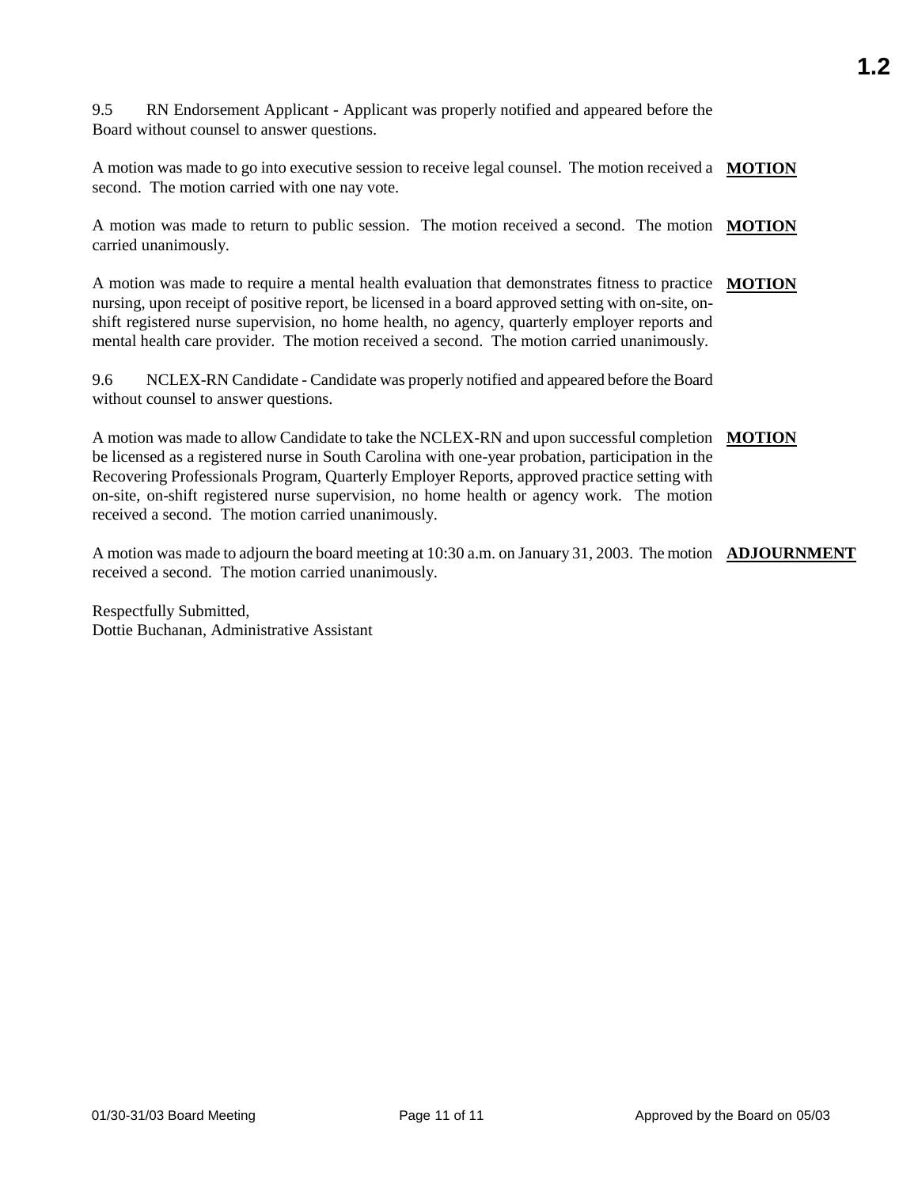9.5 RN Endorsement Applicant - Applicant was properly notified and appeared before the Board without counsel to answer questions.

A motion was made to go into executive session to receive legal counsel. The motion received a second. The motion carried with one nay vote. **MOTION**

A motion was made to return to public session. The motion received a second. The motion carried unanimously. **MOTION**

A motion was made to require a mental health evaluation that demonstrates fitness to practice nursing, upon receipt of positive report, be licensed in a board approved setting with on-site, on-shift registered nurse supervision, no home health, no agency, quarterly employer reports and mental health care provider. The motion received a second. The motion carried unanimously. **MOTION**

9.6 NCLEX-RN Candidate - Candidate was properly notified and appeared before the Board without counsel to answer questions.

A motion was made to allow Candidate to take the NCLEX-RN and upon successful completion be licensed as a registered nurse in South Carolina with one-year probation, participation in the Recovering Professionals Program, Quarterly Employer Reports, approved practice setting with on-site, on-shift registered nurse supervision, no home health or agency work. The motion received a second. The motion carried unanimously. **MOTION**

A motion was made to adjourn the board meeting at 10:30 a.m. on January 31, 2003. The motion received a second. The motion carried unanimously. **ADJOURNMENT**

Respectfully Submitted,
Dottie Buchanan, Administrative Assistant